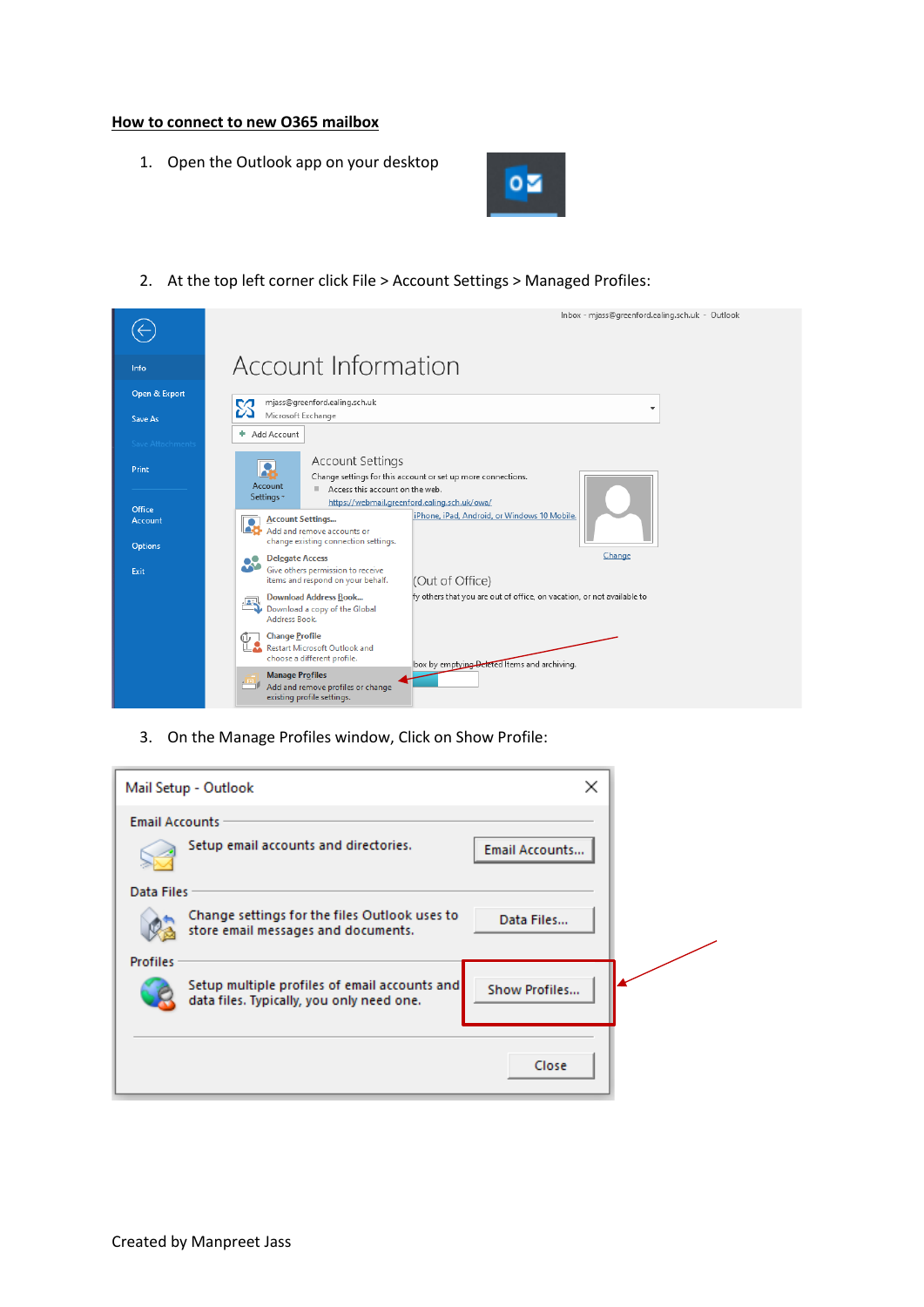**How to connect to new O365 mailbox**

1. Open the Outlook app on your desktop

2. At the top left corner click File > Account Settings > Managed Profiles:

3. On the Manage Profiles window, Click on Show Profile:

Created by Manpreet Jass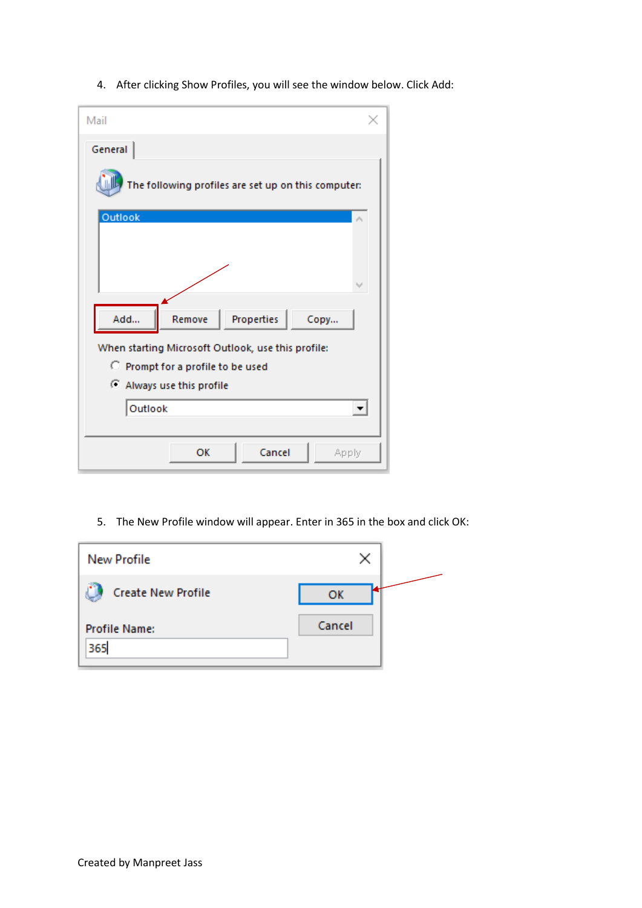4. After clicking Show Profiles, you will see the window below. Click Add:

5. The New Profile window will appear. Enter in 365 in the box and click OK: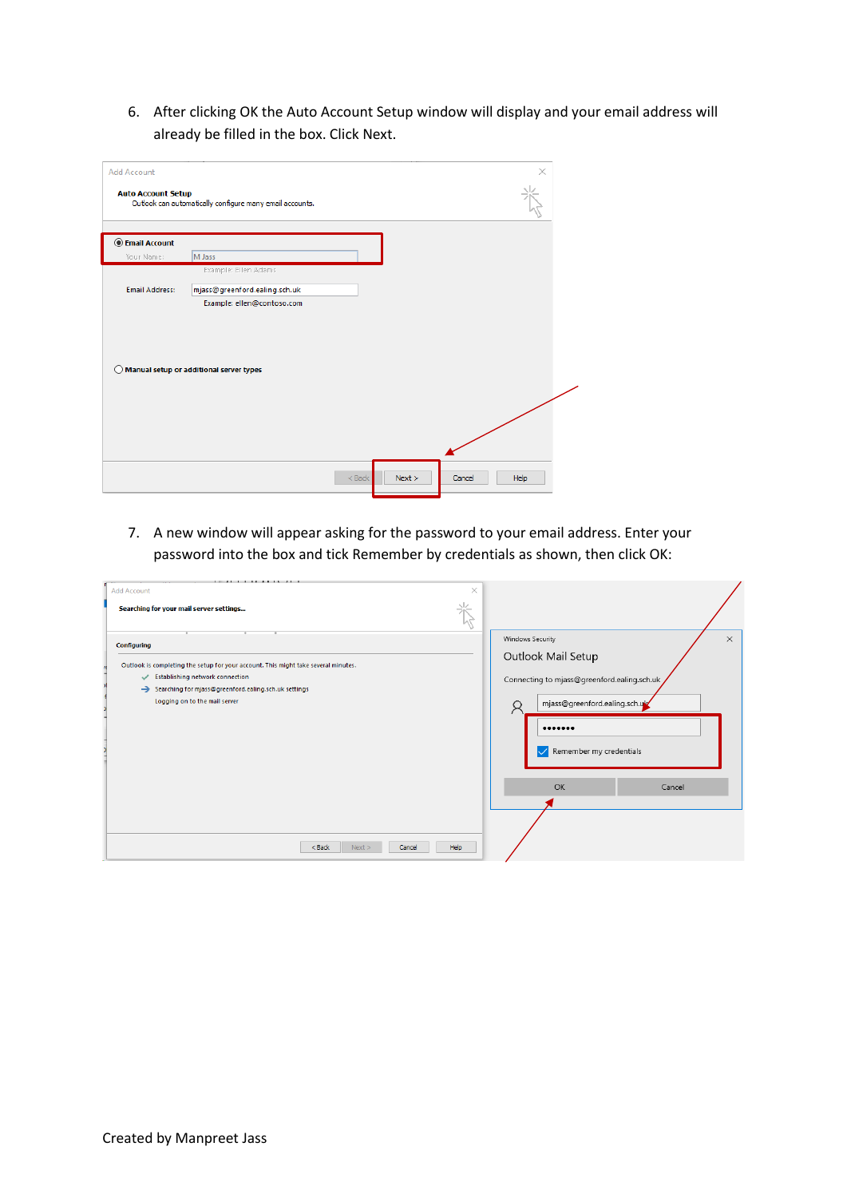6. After clicking OK the Auto Account Setup window will display and your email address will already be filled in the box. Click Next.

7. A new window will appear asking for the password to your email address. Enter your password into the box and tick Remember by credentials as shown, then click OK:

Created by Manpreet Jass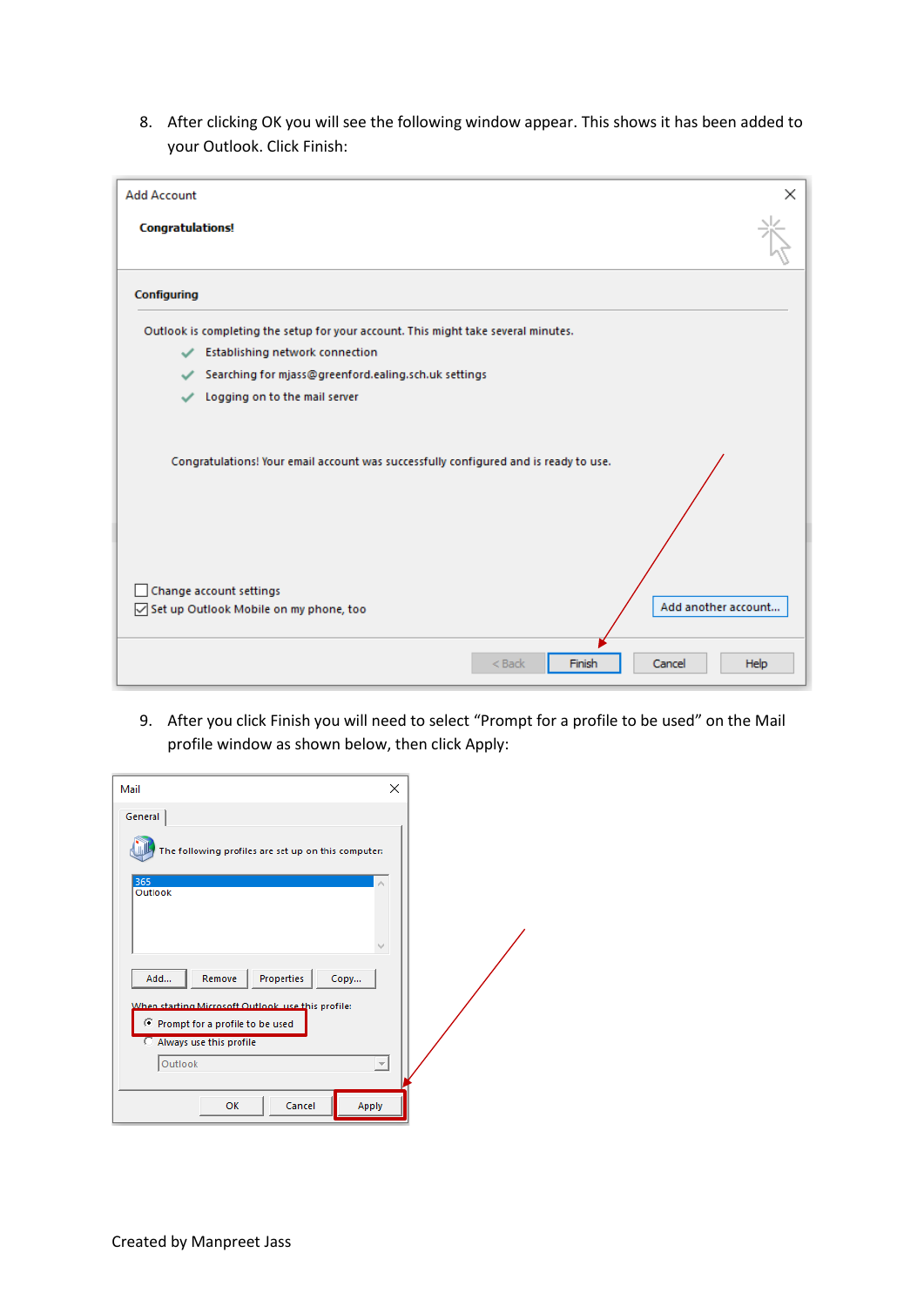8. After clicking OK you will see the following window appear. This shows it has been added to your Outlook. Click Finish:

9. After you click Finish you will need to select “Prompt for a profile to be used” on the Mail profile window as shown below, then click Apply:

Created by Manpreet Jass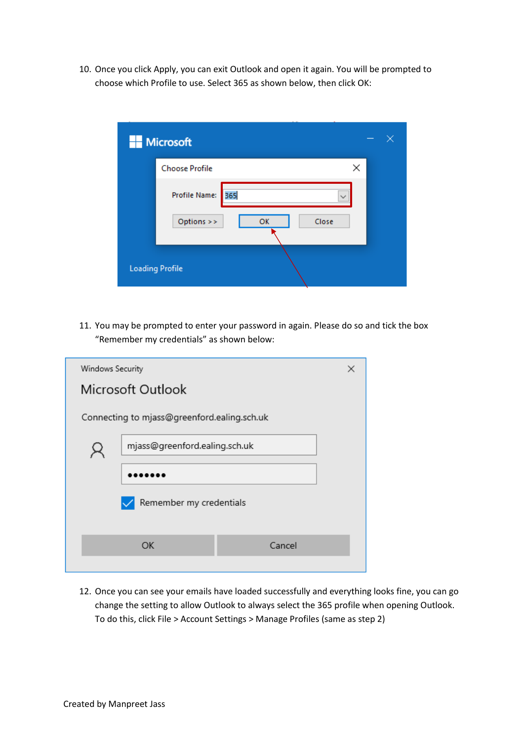10. Once you click Apply, you can exit Outlook and open it again. You will be prompted to choose which Profile to use. Select 365 as shown below, then click OK:

11. You may be prompted to enter your password in again. Please do so and tick the box "Remember my credentials" as shown below:

12. Once you can see your emails have loaded successfully and everything looks fine, you can go change the setting to allow Outlook to always select the 365 profile when opening Outlook. To do this, click File > Account Settings > Manage Profiles (same as step 2)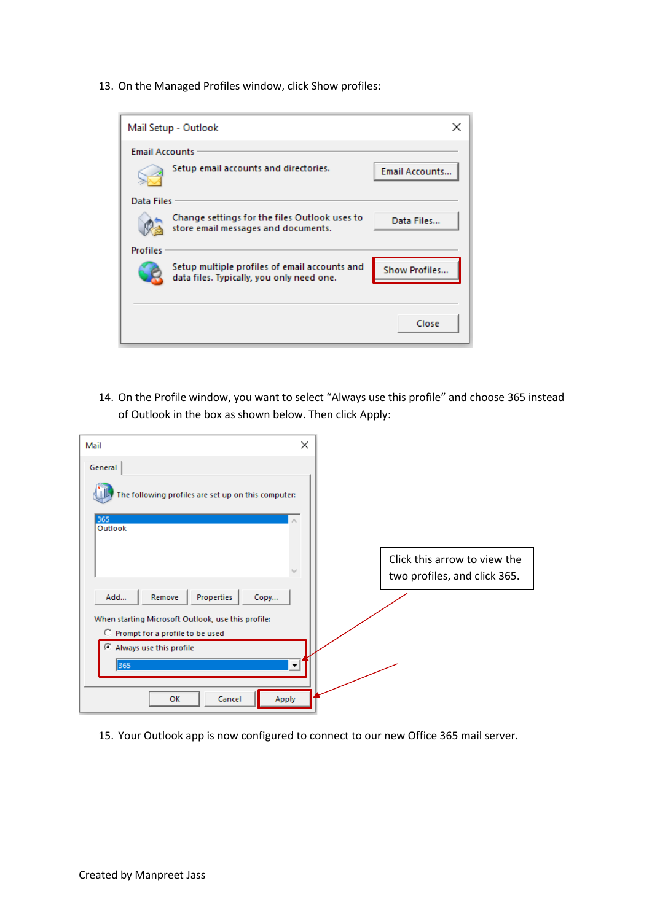13. On the Managed Profiles window, click Show profiles:

Mail Setup - Outlook

Email Accounts

Setup email accounts and directories. Email Accounts...

Data Files

Change settings for the files Outlook uses to store email messages and documents. Data Files...

Profiles

Setup multiple profiles of email accounts and data files. Typically, you only need one. Show Profiles...

Close

14. On the Profile window, you want to select "Always use this profile" and choose 365 instead of Outlook in the box as shown below. Then click Apply:

Mail

General

The following profiles are set up on this computer:

365
Outlook

Add... Remove Properties Copy...

When starting Microsoft Outlook, use this profile:

Prompt for a profile to be used

Always use this profile

365

OK Cancel Apply

Click this arrow to view the two profiles, and click 365.

15. Your Outlook app is now configured to connect to our new Office 365 mail server.

Created by Manpreet Jass